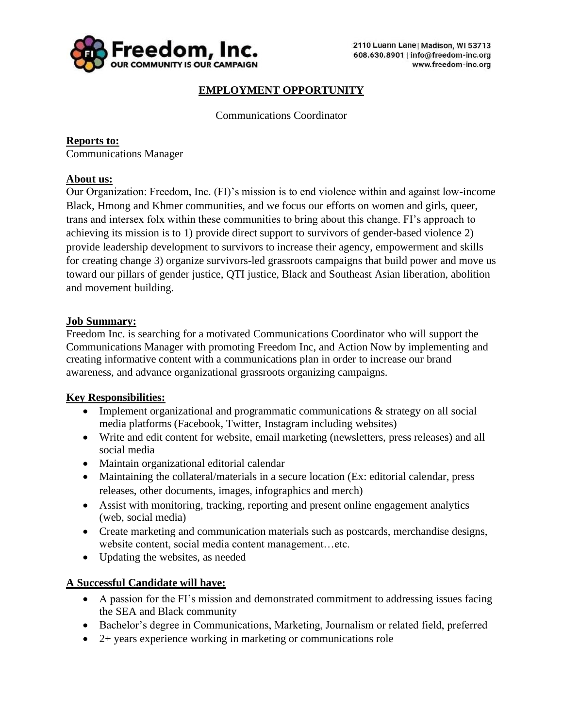Freedom, Inc.
OUR COMMUNITY IS OUR CAMPAIGN

2110 Luann Lane | Madison, WI 53713
608.630.8901 | info@freedom-inc.org
www.freedom-inc.org

# EMPLOYMENT OPPORTUNITY

Communications Coordinator

**Reports to:**
Communications Manager

**About us:**
Our Organization: Freedom, Inc. (FI)'s mission is to end violence within and against low-income Black, Hmong and Khmer communities, and we focus our efforts on women and girls, queer, trans and intersex folx within these communities to bring about this change. FI's approach to achieving its mission is to 1) provide direct support to survivors of gender-based violence 2) provide leadership development to survivors to increase their agency, empowerment and skills for creating change 3) organize survivors-led grassroots campaigns that build power and move us toward our pillars of gender justice, QTI justice, Black and Southeast Asian liberation, abolition and movement building.

**Job Summary:**
Freedom Inc. is searching for a motivated Communications Coordinator who will support the Communications Manager with promoting Freedom Inc, and Action Now by implementing and creating informative content with a communications plan in order to increase our brand awareness, and advance organizational grassroots organizing campaigns.

**Key Responsibilities:**

- Implement organizational and programmatic communications & strategy on all social media platforms (Facebook, Twitter, Instagram including websites)
- Write and edit content for website, email marketing (newsletters, press releases) and all social media
- Maintain organizational editorial calendar
- Maintaining the collateral/materials in a secure location (Ex: editorial calendar, press releases, other documents, images, infographics and merch)
- Assist with monitoring, tracking, reporting and present online engagement analytics (web, social media)
- Create marketing and communication materials such as postcards, merchandise designs, website content, social media content management…etc.
- Updating the websites, as needed

**A Successful Candidate will have:**

- A passion for the FI's mission and demonstrated commitment to addressing issues facing the SEA and Black community
- Bachelor's degree in Communications, Marketing, Journalism or related field, preferred
- 2+ years experience working in marketing or communications role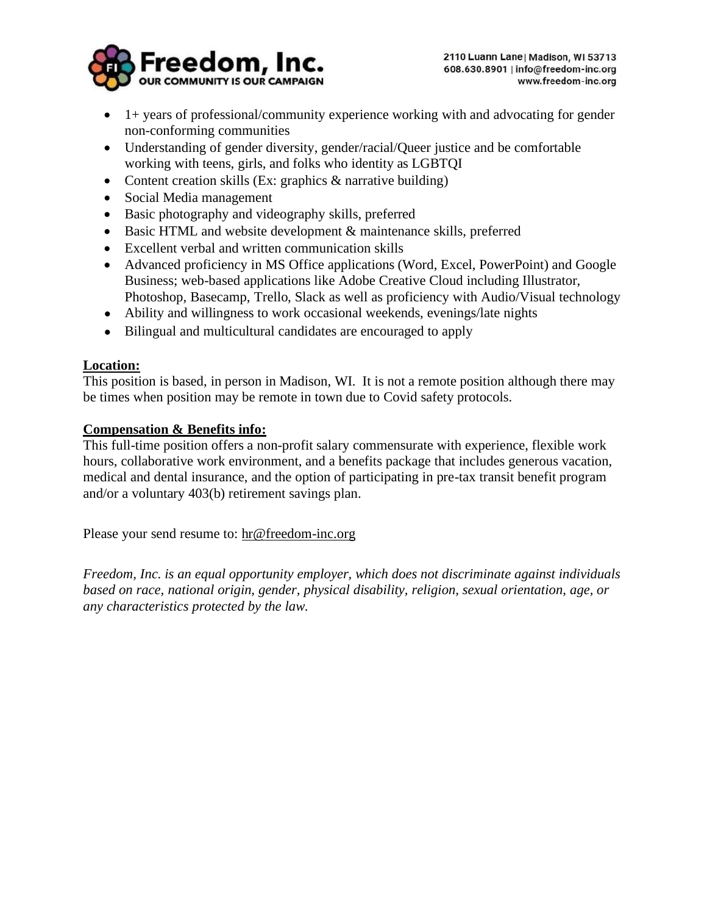- 1+ years of professional/community experience working with and advocating for gender non-conforming communities
- Understanding of gender diversity, gender/racial/Queer justice and be comfortable working with teens, girls, and folks who identity as LGBTQI
- Content creation skills (Ex: graphics & narrative building)
- Social Media management
- Basic photography and videography skills, preferred
- Basic HTML and website development & maintenance skills, preferred
- Excellent verbal and written communication skills
- Advanced proficiency in MS Office applications (Word, Excel, PowerPoint) and Google Business; web-based applications like Adobe Creative Cloud including Illustrator, Photoshop, Basecamp, Trello, Slack as well as proficiency with Audio/Visual technology
- Ability and willingness to work occasional weekends, evenings/late nights
- Bilingual and multicultural candidates are encouraged to apply

**Location:**

This position is based, in person in Madison, WI. It is not a remote position although there may be times when position may be remote in town due to Covid safety protocols.

**Compensation & Benefits info:**

This full-time position offers a non-profit salary commensurate with experience, flexible work hours, collaborative work environment, and a benefits package that includes generous vacation, medical and dental insurance, and the option of participating in pre-tax transit benefit program and/or a voluntary 403(b) retirement savings plan.

Please your send resume to: hr@freedom-inc.org

*Freedom, Inc. is an equal opportunity employer, which does not discriminate against individuals based on race, national origin, gender, physical disability, religion, sexual orientation, age, or any characteristics protected by the law.*